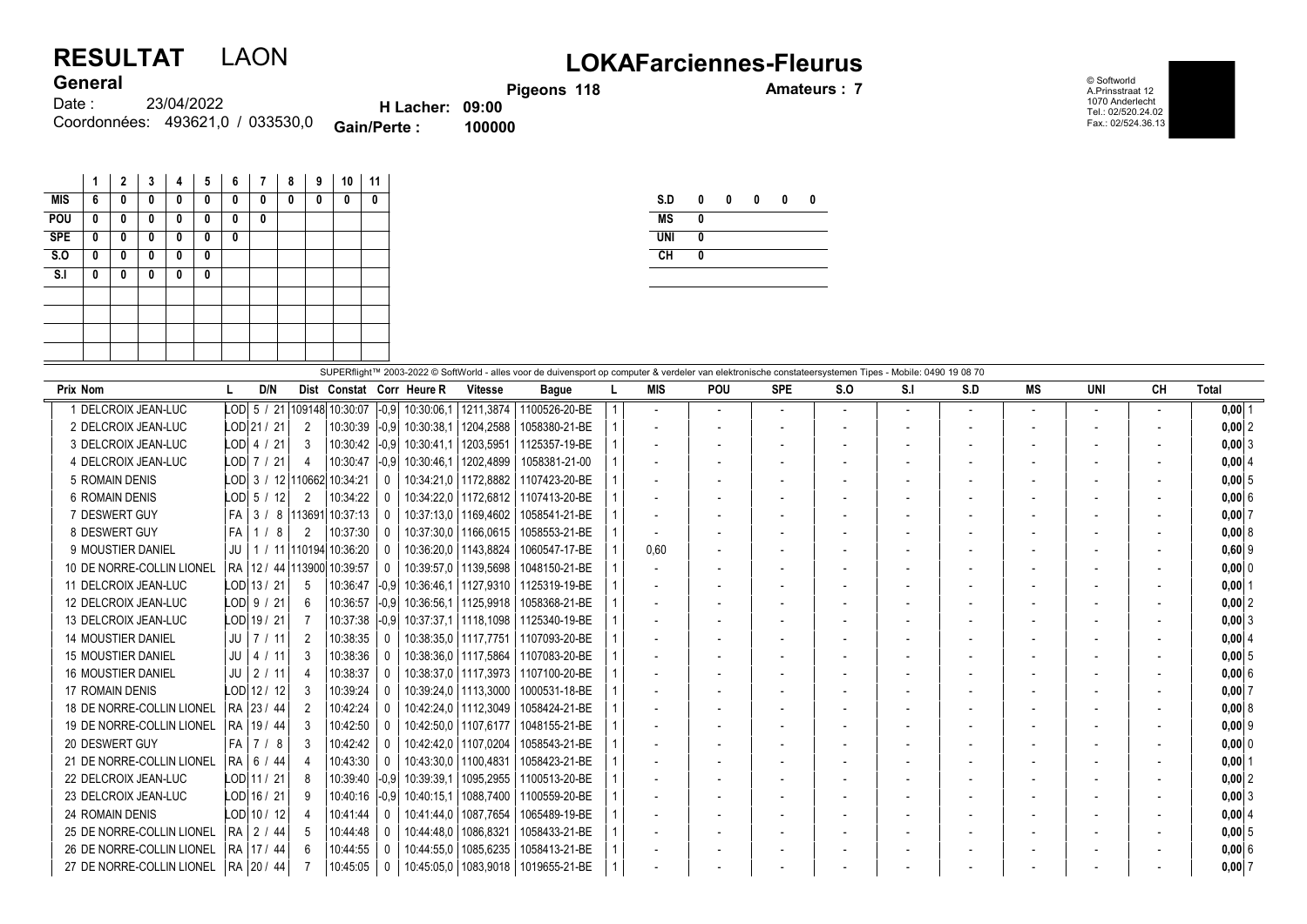# RESULTAT LAON

## LOKAFarciennes-Fleurus

**General**

Date : 23/04/2022

Coordonnées: 493621,0 / 033530,0

**Pigeons 118**

**H Lacher: 09:00**

**Gain/Perte : 100000**

**Amateurs : 7**

© Softworld
A.Prinsstraat 12
1070 Anderlecht
Tel.: 02/520.24.02
Fax.: 02/524.36.13

| | 1 | 2 | 3 | 4 | 5 | 6 | 7 | 8 | 9 | 10 | 11 |
|---|---|---|---|---|---|---|---|---|---|---|---|
| MIS | 6 | 0 | 0 | 0 | 0 | 0 | 0 | 0 | 0 | 0 | 0 |
| POU | 0 | 0 | 0 | 0 | 0 | 0 | 0 | | | | |
| SPE | 0 | 0 | 0 | 0 | 0 | 0 | | | | | |
| S.O | 0 | 0 | 0 | 0 | 0 | | | | | | |
| S.I | 0 | 0 | 0 | 0 | 0 | | | | | | |

| | | | | | |
|---|---|---|---|---|---|
| S.D | 0 | 0 | 0 | 0 | 0 |
| MS | 0 | | | | |
| UNI | 0 | | | | |
| CH | 0 | | | | |

SUPERflight™ 2003-2022 © SoftWorld - alles voor de duivensport op computer & verdeler van elektronische constateersystemen Tipes - Mobile: 0490 19 08 70

| Prix | Nom | L | D/N | Dist | Constat | Corr | Heure R | Vitesse | Bague | L | MIS | POU | SPE | S.O | S.I | S.D | MS | UNI | CH | Total |
|---|---|---|---|---|---|---|---|---|---|---|---|---|---|---|---|---|---|---|---|---|
| 1 | DELCROIX JEAN-LUC | LOD | 5 / 21 | 109148 | 10:30:07 | -0,9 | 10:30:06,1 | 1211,3874 | 1100526-20-BE | 1 | - | - | - | - | - | - | - | - | - | 0,00 1 |
| 2 | DELCROIX JEAN-LUC | LOD | 21 / 21 | 2 | 10:30:39 | -0,9 | 10:30:38,1 | 1204,2588 | 1058380-21-BE | 1 | - | - | - | - | - | - | - | - | - | 0,00 2 |
| 3 | DELCROIX JEAN-LUC | LOD | 4 / 21 | 3 | 10:30:42 | -0,9 | 10:30:41,1 | 1203,5951 | 1125357-19-BE | 1 | - | - | - | - | - | - | - | - | - | 0,00 3 |
| 4 | DELCROIX JEAN-LUC | LOD | 7 / 21 | 4 | 10:30:47 | -0,9 | 10:30:46,1 | 1202,4899 | 1058381-21-00 | 1 | - | - | - | - | - | - | - | - | - | 0,00 4 |
| 5 | ROMAIN DENIS | LOD | 3 / 12 | 110662 | 10:34:21 | 0 | 10:34:21,0 | 1172,8882 | 1107423-20-BE | 1 | - | - | - | - | - | - | - | - | - | 0,00 5 |
| 6 | ROMAIN DENIS | LOD | 5 / 12 | 2 | 10:34:22 | 0 | 10:34:22,0 | 1172,6812 | 1107413-20-BE | 1 | - | - | - | - | - | - | - | - | - | 0,00 6 |
| 7 | DESWERT GUY | FA | 3 / 8 | 113691 | 10:37:13 | 0 | 10:37:13,0 | 1169,4602 | 1058541-21-BE | 1 | - | - | - | - | - | - | - | - | - | 0,00 7 |
| 8 | DESWERT GUY | FA | 1 / 8 | 2 | 10:37:30 | 0 | 10:37:30,0 | 1166,0615 | 1058553-21-BE | 1 | - | - | - | - | - | - | - | - | - | 0,00 8 |
| 9 | MOUSTIER DANIEL | JU | 1 / 11 | 110194 | 10:36:20 | 0 | 10:36:20,0 | 1143,8824 | 1060547-17-BE | 1 | 0,60 | - | - | - | - | - | - | - | - | 0,60 9 |
| 10 | DE NORRE-COLLIN LIONEL | RA | 12 / 44 | 113900 | 10:39:57 | 0 | 10:39:57,0 | 1139,5698 | 1048150-21-BE | 1 | - | - | - | - | - | - | - | - | - | 0,00 0 |
| 11 | DELCROIX JEAN-LUC | LOD | 13 / 21 | 5 | 10:36:47 | -0,9 | 10:36:46,1 | 1127,9310 | 1125319-19-BE | 1 | - | - | - | - | - | - | - | - | - | 0,00 1 |
| 12 | DELCROIX JEAN-LUC | LOD | 9 / 21 | 6 | 10:36:57 | -0,9 | 10:36:56,1 | 1125,9918 | 1058368-21-BE | 1 | - | - | - | - | - | - | - | - | - | 0,00 2 |
| 13 | DELCROIX JEAN-LUC | LOD | 19 / 21 | 7 | 10:37:38 | -0,9 | 10:37:37,1 | 1118,1098 | 1125340-19-BE | 1 | - | - | - | - | - | - | - | - | - | 0,00 3 |
| 14 | MOUSTIER DANIEL | JU | 7 / 11 | 2 | 10:38:35 | 0 | 10:38:35,0 | 1117,7751 | 1107093-20-BE | 1 | - | - | - | - | - | - | - | - | - | 0,00 4 |
| 15 | MOUSTIER DANIEL | JU | 4 / 11 | 3 | 10:38:36 | 0 | 10:38:36,0 | 1117,5864 | 1107083-20-BE | 1 | - | - | - | - | - | - | - | - | - | 0,00 5 |
| 16 | MOUSTIER DANIEL | JU | 2 / 11 | 4 | 10:38:37 | 0 | 10:38:37,0 | 1117,3973 | 1107100-20-BE | 1 | - | - | - | - | - | - | - | - | - | 0,00 6 |
| 17 | ROMAIN DENIS | LOD | 12 / 12 | 3 | 10:39:24 | 0 | 10:39:24,0 | 1113,3000 | 1000531-18-BE | 1 | - | - | - | - | - | - | - | - | - | 0,00 7 |
| 18 | DE NORRE-COLLIN LIONEL | RA | 23 / 44 | 2 | 10:42:24 | 0 | 10:42:24,0 | 1112,3049 | 1058424-21-BE | 1 | - | - | - | - | - | - | - | - | - | 0,00 8 |
| 19 | DE NORRE-COLLIN LIONEL | RA | 19 / 44 | 3 | 10:42:50 | 0 | 10:42:50,0 | 1107,6177 | 1048155-21-BE | 1 | - | - | - | - | - | - | - | - | - | 0,00 9 |
| 20 | DESWERT GUY | FA | 7 / 8 | 3 | 10:42:42 | 0 | 10:42:42,0 | 1107,0204 | 1058543-21-BE | 1 | - | - | - | - | - | - | - | - | - | 0,00 0 |
| 21 | DE NORRE-COLLIN LIONEL | RA | 6 / 44 | 4 | 10:43:30 | 0 | 10:43:30,0 | 1100,4831 | 1058423-21-BE | 1 | - | - | - | - | - | - | - | - | - | 0,00 1 |
| 22 | DELCROIX JEAN-LUC | LOD | 11 / 21 | 8 | 10:39:40 | -0,9 | 10:39:39,1 | 1095,2955 | 1100513-20-BE | 1 | - | - | - | - | - | - | - | - | - | 0,00 2 |
| 23 | DELCROIX JEAN-LUC | LOD | 16 / 21 | 9 | 10:40:16 | -0,9 | 10:40:15,1 | 1088,7400 | 1100559-20-BE | 1 | - | - | - | - | - | - | - | - | - | 0,00 3 |
| 24 | ROMAIN DENIS | LOD | 10 / 12 | 4 | 10:41:44 | 0 | 10:41:44,0 | 1087,7654 | 1065489-19-BE | 1 | - | - | - | - | - | - | - | - | - | 0,00 4 |
| 25 | DE NORRE-COLLIN LIONEL | RA | 2 / 44 | 5 | 10:44:48 | 0 | 10:44:48,0 | 1086,8321 | 1058433-21-BE | 1 | - | - | - | - | - | - | - | - | - | 0,00 5 |
| 26 | DE NORRE-COLLIN LIONEL | RA | 17 / 44 | 6 | 10:44:55 | 0 | 10:44:55,0 | 1085,6235 | 1058413-21-BE | 1 | - | - | - | - | - | - | - | - | - | 0,00 6 |
| 27 | DE NORRE-COLLIN LIONEL | RA | 20 / 44 | 7 | 10:45:05 | 0 | 10:45:05,0 | 1083,9018 | 1019655-21-BE | 1 | - | - | - | - | - | - | - | - | - | 0,00 7 |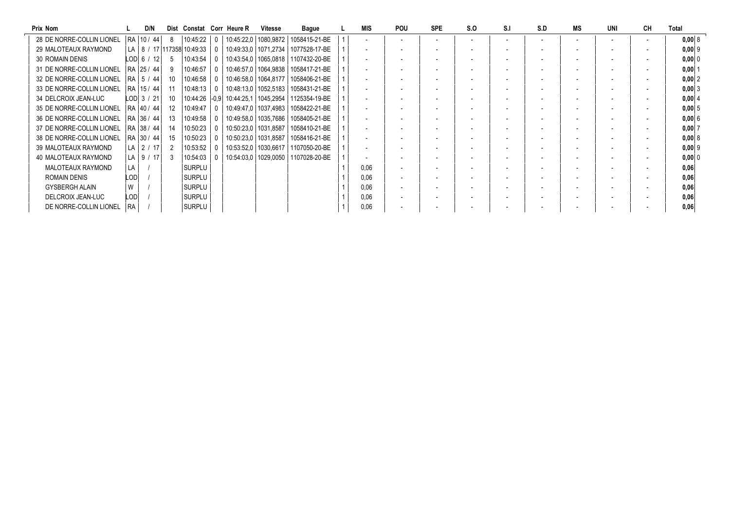| Prix | Nom | L | D/N | Dist | Constat | Corr | Heure R | Vitesse | Bague | L | MIS | POU | SPE | S.O | S.I | S.D | MS | UNI | CH | Total | |
|---|---|---|---|---|---|---|---|---|---|---|---|---|---|---|---|---|---|---|---|---|---|
| 28 | DE NORRE-COLLIN LIONEL | RA | 10 / 44 | 8 | 10:45:22 | 0 | 10:45:22,0 | 1080,9872 | 1058415-21-BE | 1 | - | - | - | - | - | - | - | - | - | 0,00 | 8 |
| 29 | MALOTEAUX RAYMOND | LA | 8 / 17 | 117358 | 10:49:33 | 0 | 10:49:33,0 | 1071,2734 | 1077528-17-BE | 1 | - | - | - | - | - | - | - | - | - | 0,00 | 9 |
| 30 | ROMAIN DENIS | LOD | 6 / 12 | 5 | 10:43:54 | 0 | 10:43:54,0 | 1065,0818 | 1107432-20-BE | 1 | - | - | - | - | - | - | - | - | - | 0,00 | 0 |
| 31 | DE NORRE-COLLIN LIONEL | RA | 25 / 44 | 9 | 10:46:57 | 0 | 10:46:57,0 | 1064,9838 | 1058417-21-BE | 1 | - | - | - | - | - | - | - | - | - | 0,00 | 1 |
| 32 | DE NORRE-COLLIN LIONEL | RA | 5 / 44 | 10 | 10:46:58 | 0 | 10:46:58,0 | 1064,8177 | 1058406-21-BE | 1 | - | - | - | - | - | - | - | - | - | 0,00 | 2 |
| 33 | DE NORRE-COLLIN LIONEL | RA | 15 / 44 | 11 | 10:48:13 | 0 | 10:48:13,0 | 1052,5183 | 1058431-21-BE | 1 | - | - | - | - | - | - | - | - | - | 0,00 | 3 |
| 34 | DELCROIX JEAN-LUC | LOD | 3 / 21 | 10 | 10:44:26 | -0,9 | 10:44:25,1 | 1045,2954 | 1125354-19-BE | 1 | - | - | - | - | - | - | - | - | - | 0,00 | 4 |
| 35 | DE NORRE-COLLIN LIONEL | RA | 40 / 44 | 12 | 10:49:47 | 0 | 10:49:47,0 | 1037,4983 | 1058422-21-BE | 1 | - | - | - | - | - | - | - | - | - | 0,00 | 5 |
| 36 | DE NORRE-COLLIN LIONEL | RA | 36 / 44 | 13 | 10:49:58 | 0 | 10:49:58,0 | 1035,7686 | 1058405-21-BE | 1 | - | - | - | - | - | - | - | - | - | 0,00 | 6 |
| 37 | DE NORRE-COLLIN LIONEL | RA | 38 / 44 | 14 | 10:50:23 | 0 | 10:50:23,0 | 1031,8587 | 1058410-21-BE | 1 | - | - | - | - | - | - | - | - | - | 0,00 | 7 |
| 38 | DE NORRE-COLLIN LIONEL | RA | 30 / 44 | 15 | 10:50:23 | 0 | 10:50:23,0 | 1031,8587 | 1058416-21-BE | 1 | - | - | - | - | - | - | - | - | - | 0,00 | 8 |
| 39 | MALOTEAUX RAYMOND | LA | 2 / 17 | 2 | 10:53:52 | 0 | 10:53:52,0 | 1030,6617 | 1107050-20-BE | 1 | - | - | - | - | - | - | - | - | - | 0,00 | 9 |
| 40 | MALOTEAUX RAYMOND | LA | 9 / 17 | 3 | 10:54:03 | 0 | 10:54:03,0 | 1029,0050 | 1107028-20-BE | 1 | - | - | - | - | - | - | - | - | - | 0,00 | 0 |
| | MALOTEAUX RAYMOND | LA | / | | SURPLU | | | | | 1 | 0,06 | - | - | - | - | - | - | - | - | 0,06 | |
| | ROMAIN DENIS | LOD | / | | SURPLU | | | | | 1 | 0,06 | - | - | - | - | - | - | - | - | 0,06 | |
| | GYSBERGH ALAIN | W | / | | SURPLU | | | | | 1 | 0,06 | - | - | - | - | - | - | - | - | 0,06 | |
| | DELCROIX JEAN-LUC | LOD | / | | SURPLU | | | | | 1 | 0,06 | - | - | - | - | - | - | - | - | 0,06 | |
| | DE NORRE-COLLIN LIONEL | RA | / | | SURPLU | | | | | 1 | 0,06 | - | - | - | - | - | - | - | - | 0,06 | |